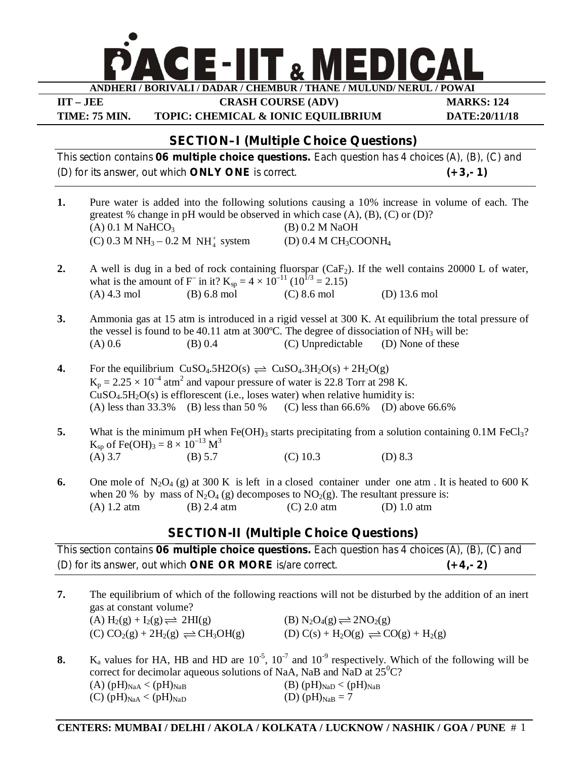# PACE-IIT & MEDICAL

**ANDHERI / BORIVALI / DADAR / CHEMBUR / THANE / MULUND/ NERUL / POWAI**

| IIT – JEE | CRASH COURSE (ADV) | MARKS: 124 |
|---|---|---|
| TIME: 75 MIN. | TOPIC: CHEMICAL & IONIC EQUILIBRIUM | DATE:20/11/18 |

## SECTION–I (Multiple Choice Questions)

This section contains **06 multiple choice questions.** Each question has 4 choices (A), (B), (C) and (D) for its answer, out which **ONLY ONE** is correct. **(+3,- 1)**

**1.** Pure water is added into the following solutions causing a 10% increase in volume of each. The greatest % change in pH would be observed in which case (A), (B), (C) or (D)?
(A) 0.1 M $NaHCO_3$
(B) 0.2 M NaOH
(C) 0.3 M $NH_3$ – 0.2 M $NH_4^+$ system
(D) 0.4 M $CH_3COONH_4$

**2.** A well is dug in a bed of rock containing fluorspar ($CaF_2$). If the well contains 20000 L of water, what is the amount of $F^-$ in it? $K_{sp} = 4 \times 10^{-11}$ ($10^{1/3} = 2.15$)
(A) 4.3 mol
(B) 6.8 mol
(C) 8.6 mol
(D) 13.6 mol

**3.** Ammonia gas at 15 atm is introduced in a rigid vessel at 300 K. At equilibrium the total pressure of the vessel is found to be 40.11 atm at 300ºC. The degree of dissociation of $NH_3$ will be:
(A) 0.6
(B) 0.4
(C) Unpredictable
(D) None of these

**4.** For the equilibrium $CuSO_4.5H2O(s) \rightleftharpoons CuSO_4.3H_2O(s) + 2H_2O(g)$
$K_p = 2.25 \times 10^{-4}$ atm$^2$ and vapour pressure of water is 22.8 Torr at 298 K.
$CuSO_4.5H_2O(s)$ is efflorescent (i.e., loses water) when relative humidity is:
(A) less than 33.3%
(B) less than 50 %
(C) less than 66.6%
(D) above 66.6%

**5.** What is the minimum pH when $Fe(OH)_3$ starts precipitating from a solution containing 0.1M $FeCl_3$? $K_{sp}$ of $Fe(OH)_3 = 8 \times 10^{-13}$ M$^3$
(A) 3.7
(B) 5.7
(C) 10.3
(D) 8.3

**6.** One mole of $N_2O_4$ (g) at 300 K is left in a closed container under one atm . It is heated to 600 K when 20 % by mass of $N_2O_4$ (g) decomposes to $NO_2$(g). The resultant pressure is:
(A) 1.2 atm
(B) 2.4 atm
(C) 2.0 atm
(D) 1.0 atm

## SECTION-II (Multiple Choice Questions)

This section contains **06 multiple choice questions.** Each question has 4 choices (A), (B), (C) and (D) for its answer, out which **ONE OR MORE** is/are correct. **(+4,- 2)**

**7.** The equilibrium of which of the following reactions will not be disturbed by the addition of an inert gas at constant volume?
(A) $H_2(g) + I_2(g) \rightleftharpoons 2HI(g)$
(B) $N_2O_4(g) \rightleftharpoons 2NO_2(g)$
(C) $CO_2(g) + 2H_2(g) \rightleftharpoons CH_3OH(g)$
(D) $C(s) + H_2O(g) \rightleftharpoons CO(g) + H_2(g)$

**8.** $K_a$ values for HA, HB and HD are $10^{-5}$, $10^{-7}$ and $10^{-9}$ respectively. Which of the following will be correct for decimolar aqueous solutions of NaA, NaB and NaD at $25^0C$?
(A) $(pH)_{NaA} < (pH)_{NaB}$
(B) $(pH)_{NaD} < (pH)_{NaB}$
(C) $(pH)_{NaA} < (pH)_{NaD}$
(D) $(pH)_{NaB} = 7$

**CENTERS: MUMBAI / DELHI / AKOLA / KOLKATA / LUCKNOW / NASHIK / GOA / PUNE**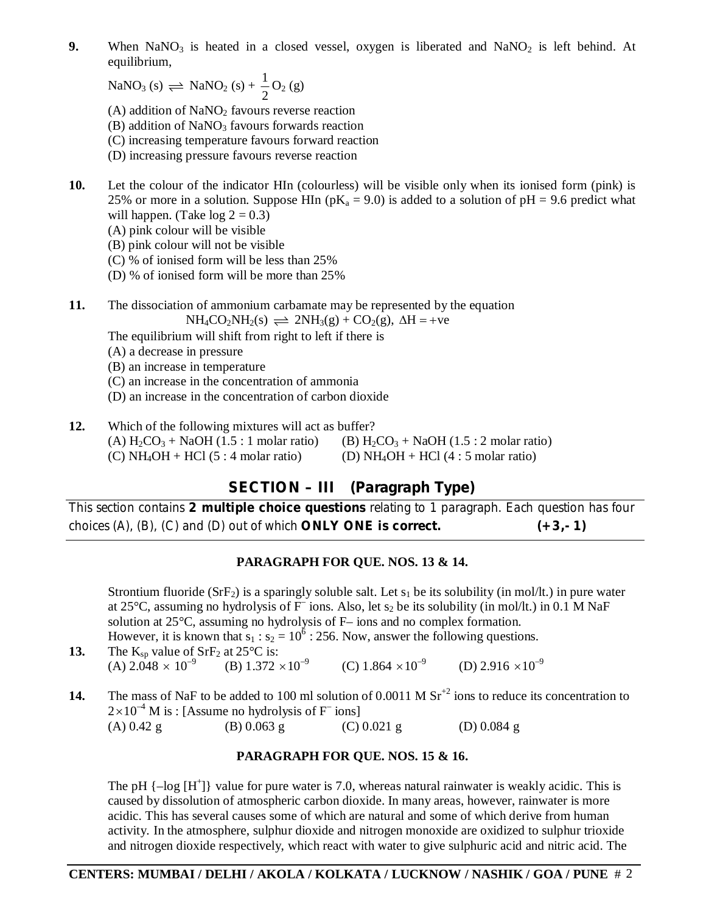**9.** When $NaNO_3$ is heated in a closed vessel, oxygen is liberated and $NaNO_2$ is left behind. At equilibrium,

$$NaNO_3\,(s) \rightleftharpoons NaNO_2\,(s) + \frac{1}{2}O_2\,(g)$$

(A) addition of $NaNO_2$ favours reverse reaction
(B) addition of $NaNO_3$ favours forwards reaction
(C) increasing temperature favours forward reaction
(D) increasing pressure favours reverse reaction

**10.** Let the colour of the indicator HIn (colourless) will be visible only when its ionised form (pink) is 25% or more in a solution. Suppose HIn ($pK_a = 9.0$) is added to a solution of pH = 9.6 predict what will happen. (Take log 2 = 0.3)
(A) pink colour will be visible
(B) pink colour will not be visible
(C) % of ionised form will be less than 25%
(D) % of ionised form will be more than 25%

**11.** The dissociation of ammonium carbamate may be represented by the equation

$$NH_4CO_2NH_2(s) \rightleftharpoons 2NH_3(g) + CO_2(g),\ \Delta H = +ve$$

The equilibrium will shift from right to left if there is
(A) a decrease in pressure
(B) an increase in temperature
(C) an increase in the concentration of ammonia
(D) an increase in the concentration of carbon dioxide

**12.** Which of the following mixtures will act as buffer?
(A) $H_2CO_3$ + NaOH (1.5 : 1 molar ratio)
(B) $H_2CO_3$ + NaOH (1.5 : 2 molar ratio)
(C) $NH_4OH$ + HCl (5 : 4 molar ratio)
(D) $NH_4OH$ + HCl (4 : 5 molar ratio)

## SECTION – III (Paragraph Type)

This section contains **2 multiple choice questions** relating to 1 paragraph. Each question has four choices (A), (B), (C) and (D) out of which **ONLY ONE is correct.** **(+3,- 1)**

### PARAGRAPH FOR QUE. NOS. 13 & 14.

Strontium fluoride ($SrF_2$) is a sparingly soluble salt. Let $s_1$ be its solubility (in mol/lt.) in pure water at 25°C, assuming no hydrolysis of $F^-$ ions. Also, let $s_2$ be its solubility (in mol/lt.) in 0.1 M NaF solution at 25°C, assuming no hydrolysis of F– ions and no complex formation. However, it is known that $s_1 : s_2 = 10^6 : 256$. Now, answer the following questions.

**13.** The $K_{sp}$ value of $SrF_2$ at 25°C is:
(A) $2.048 \times 10^{-9}$ (B) $1.372 \times 10^{-9}$ (C) $1.864 \times 10^{-9}$ (D) $2.916 \times 10^{-9}$

**14.** The mass of NaF to be added to 100 ml solution of 0.0011 M $Sr^{+2}$ ions to reduce its concentration to $2 \times 10^{-4}$ M is : [Assume no hydrolysis of $F^-$ ions]
(A) 0.42 g (B) 0.063 g (C) 0.021 g (D) 0.084 g

### PARAGRAPH FOR QUE. NOS. 15 & 16.

The pH {$-\log[H^+]$} value for pure water is 7.0, whereas natural rainwater is weakly acidic. This is caused by dissolution of atmospheric carbon dioxide. In many areas, however, rainwater is more acidic. This has several causes some of which are natural and some of which derive from human activity. In the atmosphere, sulphur dioxide and nitrogen monoxide are oxidized to sulphur trioxide and nitrogen dioxide respectively, which react with water to give sulphuric acid and nitric acid. The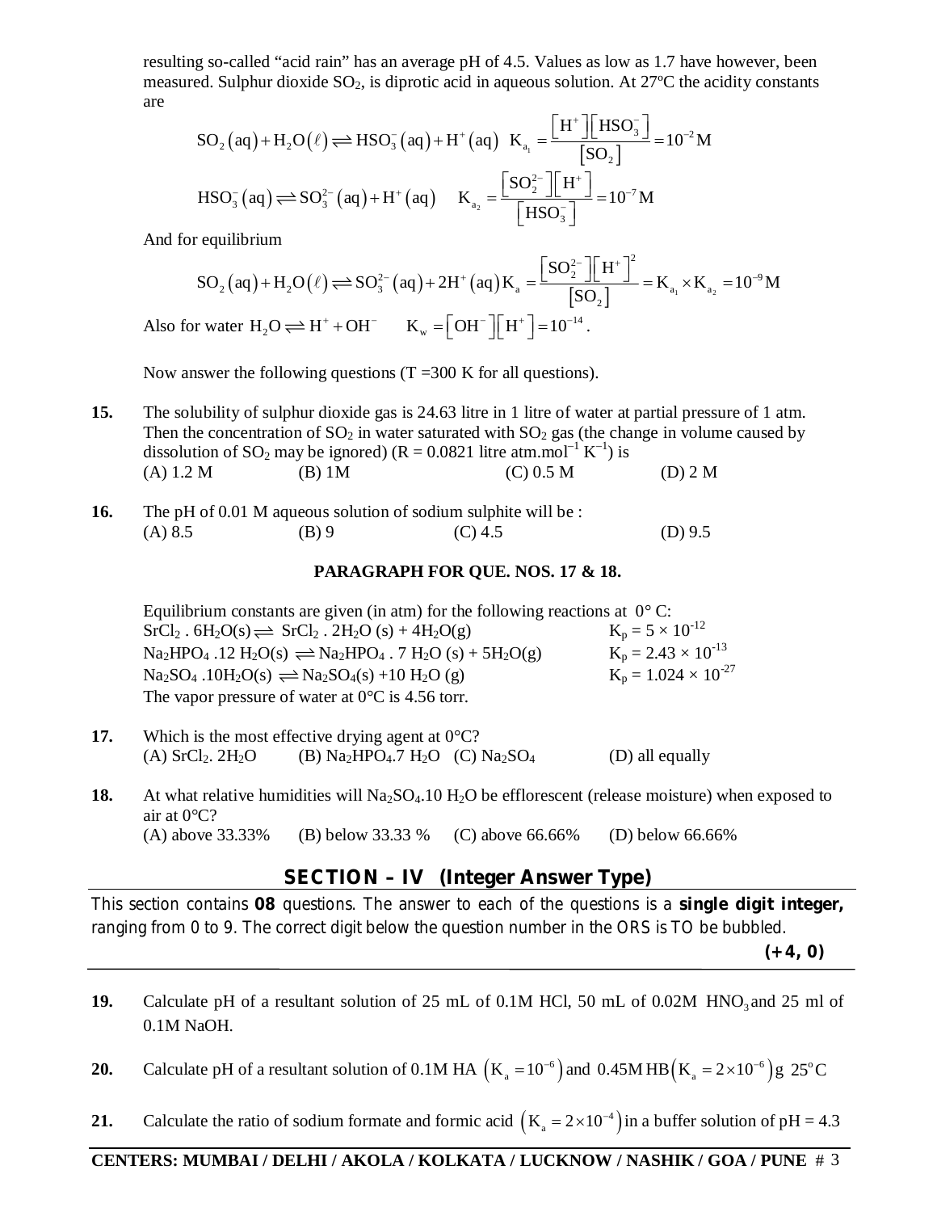resulting so-called “acid rain” has an average pH of 4.5. Values as low as 1.7 have however, been measured. Sulphur dioxide $SO_2$, is diprotic acid in aqueous solution. At 27ºC the acidity constants are

$$SO_2(aq) + H_2O(\ell) \rightleftharpoons HSO_3^-(aq) + H^+(aq) \quad K_{a_1} = \frac{[H^+][HSO_3^-]}{[SO_2]} = 10^{-2}\,M$$

$$HSO_3^-(aq) \rightleftharpoons SO_3^{2-}(aq) + H^+(aq) \quad K_{a_2} = \frac{[SO_2^{2-}][H^+]}{[HSO_3^-]} = 10^{-7}\,M$$

And for equilibrium

$$SO_2(aq) + H_2O(\ell) \rightleftharpoons SO_3^{2-}(aq) + 2H^+(aq)\,K_a = \frac{[SO_2^{2-}][H^+]^2}{[SO_2]} = K_{a_1} \times K_{a_2} = 10^{-9}\,M$$

Also for water $H_2O \rightleftharpoons H^+ + OH^-$ $\quad K_w = [OH^-][H^+] = 10^{-14}$.

Now answer the following questions (T =300 K for all questions).

**15.** The solubility of sulphur dioxide gas is 24.63 litre in 1 litre of water at partial pressure of 1 atm. Then the concentration of $SO_2$ in water saturated with $SO_2$ gas (the change in volume caused by dissolution of $SO_2$ may be ignored) (R = 0.0821 litre atm.mol$^{-1}$ K$^{-1}$) is

(A) 1.2 M (B) 1M (C) 0.5 M (D) 2 M

**16.** The pH of 0.01 M aqueous solution of sodium sulphite will be :

(A) 8.5 (B) 9 (C) 4.5 (D) 9.5

**PARAGRAPH FOR QUE. NOS. 17 & 18.**

Equilibrium constants are given (in atm) for the following reactions at 0° C:

$SrCl_2 \cdot 6H_2O(s) \rightleftharpoons SrCl_2 \cdot 2H_2O(s) + 4H_2O(g)$ $\quad K_p = 5 \times 10^{-12}$

$Na_2HPO_4 \cdot 12H_2O(s) \rightleftharpoons Na_2HPO_4 \cdot 7H_2O(s) + 5H_2O(g)$ $\quad K_p = 2.43 \times 10^{-13}$

$Na_2SO_4 \cdot 10H_2O(s) \rightleftharpoons Na_2SO_4(s) + 10H_2O(g)$ $\quad K_p = 1.024 \times 10^{-27}$

The vapor pressure of water at 0°C is 4.56 torr.

**17.** Which is the most effective drying agent at 0°C?

(A) $SrCl_2 \cdot 2H_2O$ (B) $Na_2HPO_4 \cdot 7H_2O$ (C) $Na_2SO_4$ (D) all equally

**18.** At what relative humidities will $Na_2SO_4 \cdot 10H_2O$ be efflorescent (release moisture) when exposed to air at 0°C?

(A) above 33.33% (B) below 33.33 % (C) above 66.66% (D) below 66.66%

## SECTION – IV (Integer Answer Type)

This section contains **08** questions. The answer to each of the questions is a **single digit integer,** ranging from 0 to 9. The correct digit below the question number in the ORS is TO be bubbled.

**(+4, 0)**

**19.** Calculate pH of a resultant solution of 25 mL of 0.1M HCl, 50 mL of 0.02M $HNO_3$ and 25 ml of 0.1M NaOH.

**20.** Calculate pH of a resultant solution of 0.1M HA $(K_a = 10^{-6})$ and 0.45M HB $(K_a = 2 \times 10^{-6})$ g 25°C

**21.** Calculate the ratio of sodium formate and formic acid $(K_a = 2 \times 10^{-4})$ in a buffer solution of pH = 4.3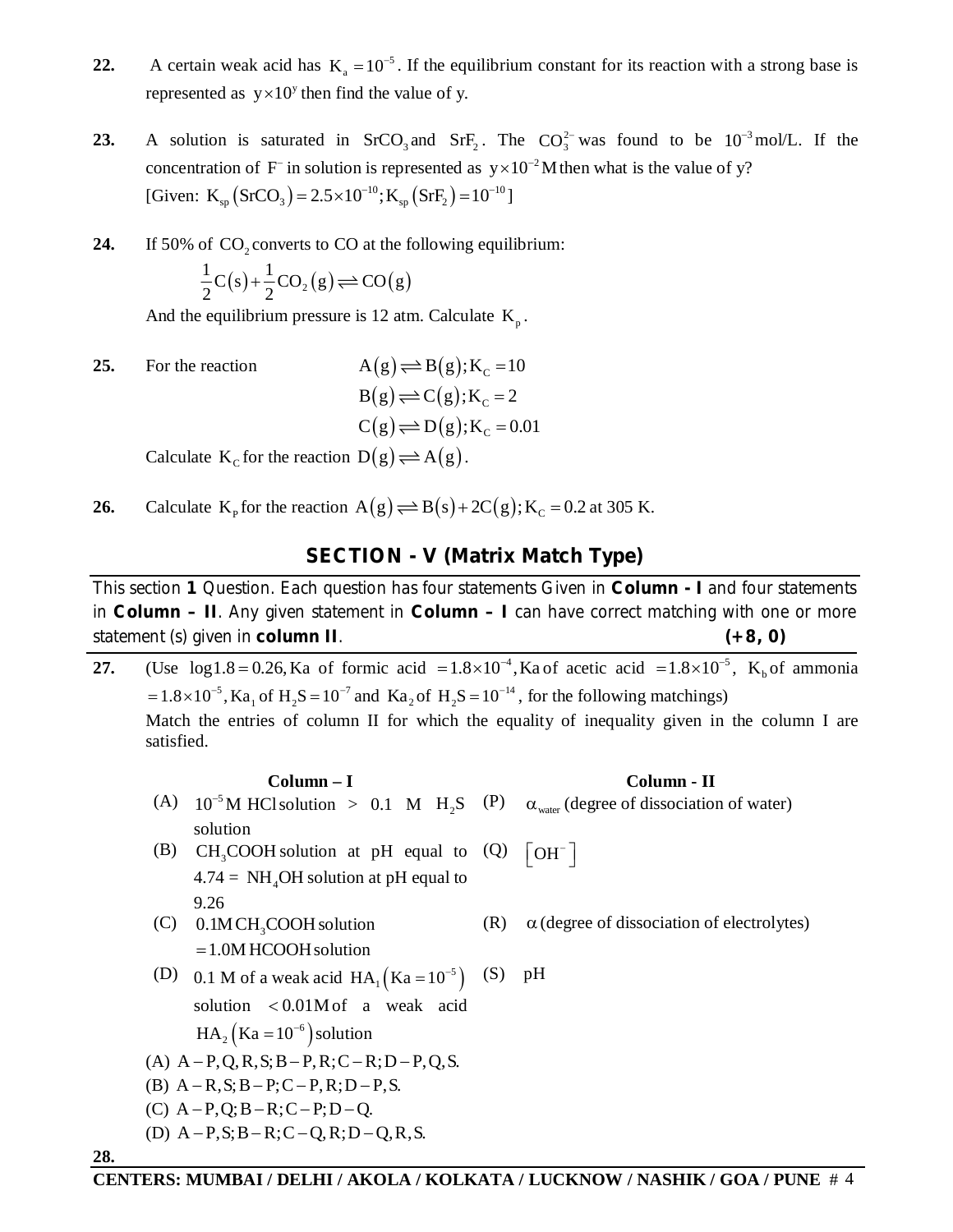**22.** A certain weak acid has $K_a = 10^{-5}$. If the equilibrium constant for its reaction with a strong base is represented as $y \times 10^{y}$ then find the value of y.

**23.** A solution is saturated in $SrCO_3$ and $SrF_2$. The $CO_3^{2-}$ was found to be $10^{-3}$ mol/L. If the concentration of $F^-$ in solution is represented as $y \times 10^{-2}$ M then what is the value of y?
[Given: $K_{sp}(SrCO_3) = 2.5 \times 10^{-10}; K_{sp}(SrF_2) = 10^{-10}$]

**24.** If 50% of $CO_2$ converts to CO at the following equilibrium:

$$\frac{1}{2}C(s) + \frac{1}{2}CO_2(g) \rightleftharpoons CO(g)$$

And the equilibrium pressure is 12 atm. Calculate $K_p$.

**25.** For the reaction
$$A(g) \rightleftharpoons B(g); K_C = 10$$
$$B(g) \rightleftharpoons C(g); K_C = 2$$
$$C(g) \rightleftharpoons D(g); K_C = 0.01$$

Calculate $K_C$ for the reaction $D(g) \rightleftharpoons A(g)$.

**26.** Calculate $K_p$ for the reaction $A(g) \rightleftharpoons B(s) + 2C(g); K_C = 0.2$ at 305 K.

## SECTION - V (Matrix Match Type)

This section **1** Question. Each question has four statements Given in **Column - I** and four statements in **Column – II**. Any given statement in **Column – I** can have correct matching with one or more statement (s) given in **column II**. **(+8, 0)**

**27.** (Use $\log 1.8 = 0.26$, Ka of formic acid $= 1.8 \times 10^{-4}$, Ka of acetic acid $= 1.8 \times 10^{-5}$, $K_b$ of ammonia $= 1.8 \times 10^{-5}$, $Ka_1$ of $H_2S = 10^{-7}$ and $Ka_2$ of $H_2S = 10^{-14}$, for the following matchings)
Match the entries of column II for which the equality of inequality given in the column I are satisfied.

| | Column – I | | Column - II |
|---|---|---|---|
| (A) | $10^{-5}$ M HCl solution > 0.1 M $H_2S$ solution | (P) | $\alpha_{water}$ (degree of dissociation of water) |
| (B) | $CH_3COOH$ solution at pH equal to 4.74 = $NH_4OH$ solution at pH equal to 9.26 | (Q) | $[OH^-]$ |
| (C) | 0.1M $CH_3COOH$ solution = 1.0M HCOOH solution | (R) | $\alpha$ (degree of dissociation of electrolytes) |
| (D) | 0.1 M of a weak acid $HA_1(Ka = 10^{-5})$ solution < 0.01M of a weak acid $HA_2(Ka = 10^{-6})$ solution | (S) | pH |

(A) A – P, Q, R, S; B – P, R; C – R; D – P, Q, S.
(B) A – R, S; B – P; C – P, R; D – P, S.
(C) A – P, Q; B – R; C – P; D – Q.
(D) A – P, S; B – R; C – Q, R; D – Q, R, S.

**28.**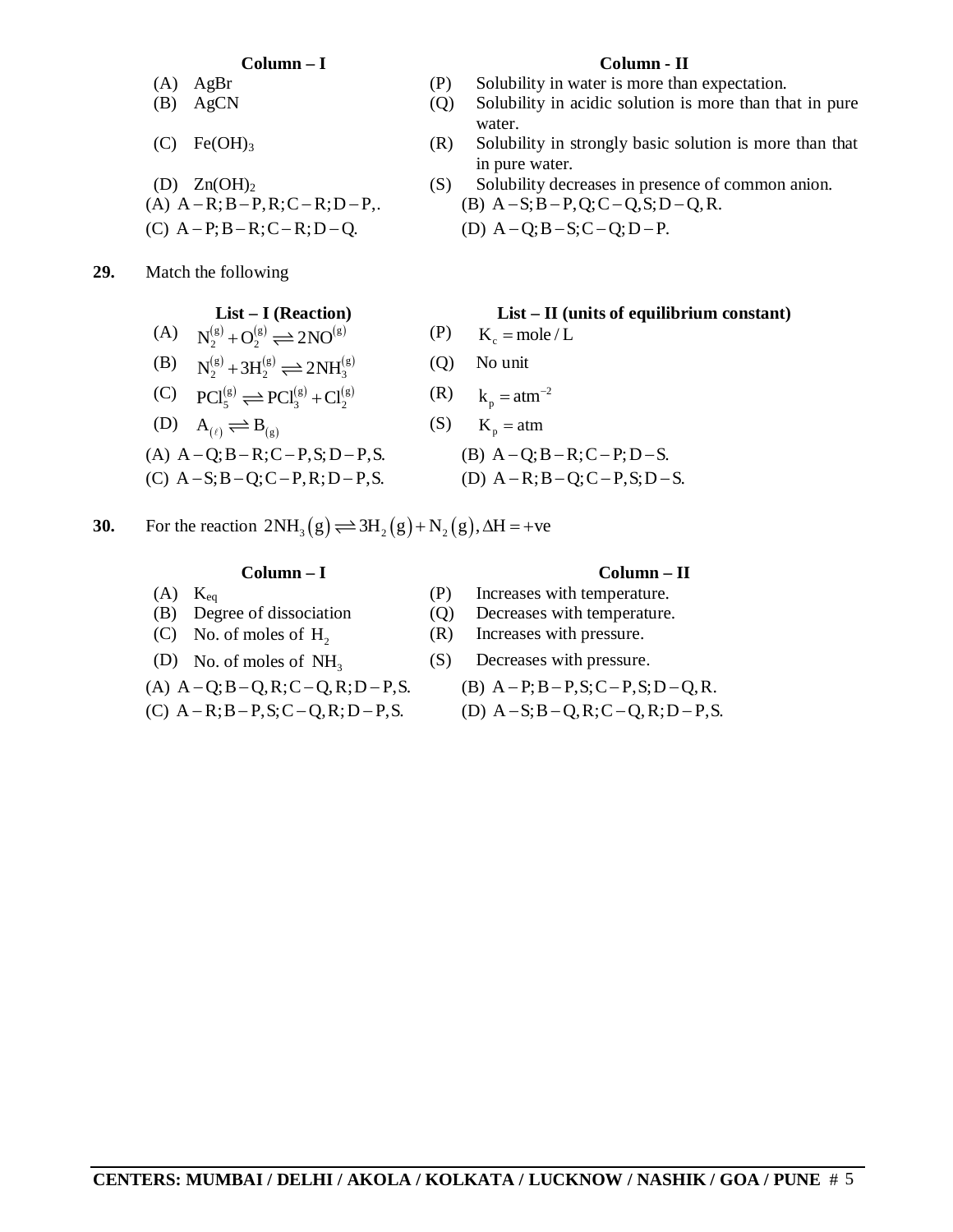| Column – I | Column - II |
|---|---|
| (A) AgBr | (P) Solubility in water is more than expectation. |
| (B) AgCN | (Q) Solubility in acidic solution is more than that in pure water. |
| (C) $Fe(OH)_3$ | (R) Solubility in strongly basic solution is more than that in pure water. |
| (D) $Zn(OH)_2$ | (S) Solubility decreases in presence of common anion. |

(A) A – R; B – P, R; C – R; D – P,.
(B) A – S; B – P, Q; C – Q, S; D – Q, R.
(C) A – P; B – R; C – R; D – Q.
(D) A – Q; B – S; C – Q; D – P.

**29.** Match the following

| List – I (Reaction) | List – II (units of equilibrium constant) |
|---|---|
| (A) $N_2^{(g)} + O_2^{(g)} \rightleftharpoons 2NO^{(g)}$ | (P) $K_c = mole/L$ |
| (B) $N_2^{(g)} + 3H_2^{(g)} \rightleftharpoons 2NH_3^{(g)}$ | (Q) No unit |
| (C) $PCl_5^{(g)} \rightleftharpoons PCl_3^{(g)} + Cl_2^{(g)}$ | (R) $k_p = atm^{-2}$ |
| (D) $A_{(\ell)} \rightleftharpoons B_{(g)}$ | (S) $K_p = atm$ |

(A) A – Q; B – R; C – P, S; D – P, S.
(B) A – Q; B – R; C – P; D – S.
(C) A – S; B – Q; C – P, R; D – P, S.
(D) A – R; B – Q; C – P, S; D – S.

**30.** For the reaction $2NH_3(g) \rightleftharpoons 3H_2(g) + N_2(g), \Delta H = +ve$

| Column – I | Column – II |
|---|---|
| (A) $K_{eq}$ | (P) Increases with temperature. |
| (B) Degree of dissociation | (Q) Decreases with temperature. |
| (C) No. of moles of $H_2$ | (R) Increases with pressure. |
| (D) No. of moles of $NH_3$ | (S) Decreases with pressure. |

(A) A – Q; B – Q, R; C – Q, R; D – P, S.
(B) A – P; B – P, S; C – P, S; D – Q, R.
(C) A – R; B – P, S; C – Q, R; D – P, S.
(D) A – S; B – Q, R; C – Q, R; D – P, S.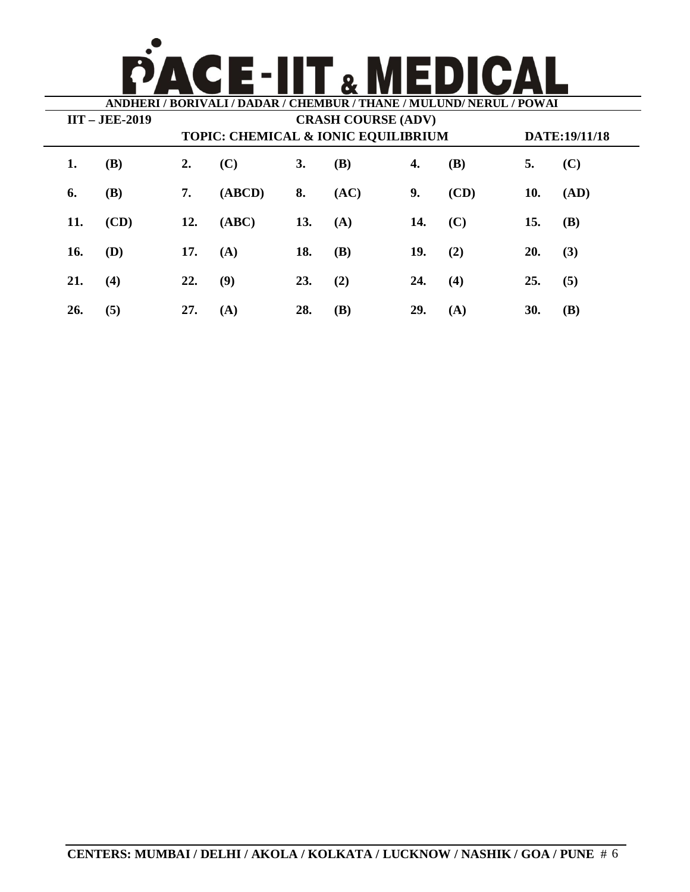# PACE-IIT & MEDICAL

**ANDHERI / BORIVALI / DADAR / CHEMBUR / THANE / MULUND/ NERUL / POWAI**

**IIT – JEE-2019** **CRASH COURSE (ADV)**

**TOPIC: CHEMICAL & IONIC EQUILIBRIUM** **DATE:19/11/18**

| | | | | | | | | | |
|---|---|---|---|---|---|---|---|---|---|
| **1.** | **(B)** | **2.** | **(C)** | **3.** | **(B)** | **4.** | **(B)** | **5.** | **(C)** |
| **6.** | **(B)** | **7.** | **(ABCD)** | **8.** | **(AC)** | **9.** | **(CD)** | **10.** | **(AD)** |
| **11.** | **(CD)** | **12.** | **(ABC)** | **13.** | **(A)** | **14.** | **(C)** | **15.** | **(B)** |
| **16.** | **(D)** | **17.** | **(A)** | **18.** | **(B)** | **19.** | **(2)** | **20.** | **(3)** |
| **21.** | **(4)** | **22.** | **(9)** | **23.** | **(2)** | **24.** | **(4)** | **25.** | **(5)** |
| **26.** | **(5)** | **27.** | **(A)** | **28.** | **(B)** | **29.** | **(A)** | **30.** | **(B)** |

**CENTERS: MUMBAI / DELHI / AKOLA / KOLKATA / LUCKNOW / NASHIK / GOA / PUNE**